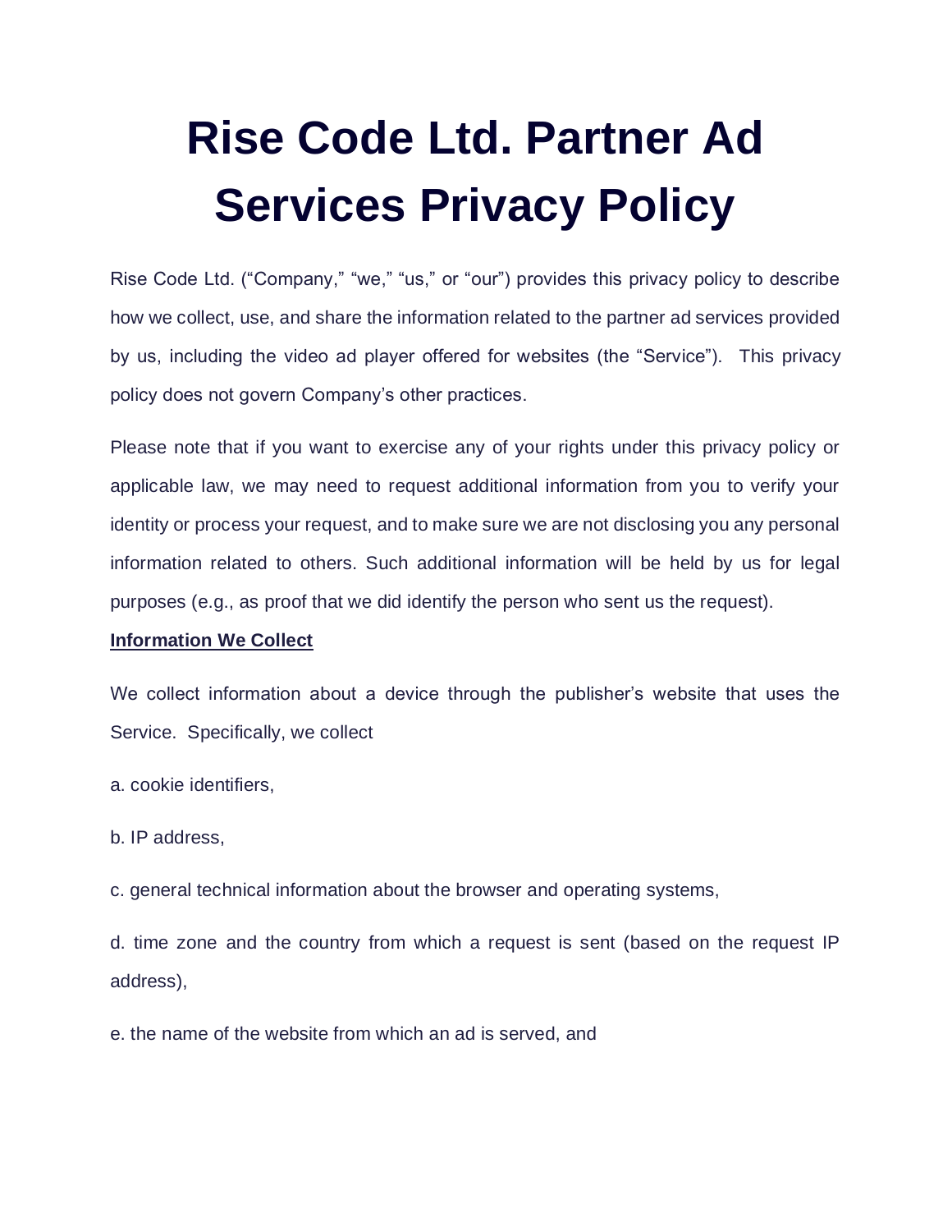# Rise Code Ltd. Partner Ad Services Privacy Policy

Rise Code Ltd. ("Company," "we," "us," or "our") provides this privacy policy to describe how we collect, use, and share the information related to the partner ad services provided by us, including the video ad player offered for websites (the "Service"). This privacy policy does not govern Company's other practices.

Please note that if you want to exercise any of your rights under this privacy policy or applicable law, we may need to request additional information from you to verify your identity or process your request, and to make sure we are not disclosing you any personal information related to others. Such additional information will be held by us for legal purposes (e.g., as proof that we did identify the person who sent us the request).

**Information We Collect**

We collect information about a device through the publisher's website that uses the Service. Specifically, we collect

a. cookie identifiers,

b. IP address,

c. general technical information about the browser and operating systems,

d. time zone and the country from which a request is sent (based on the request IP address),

e. the name of the website from which an ad is served, and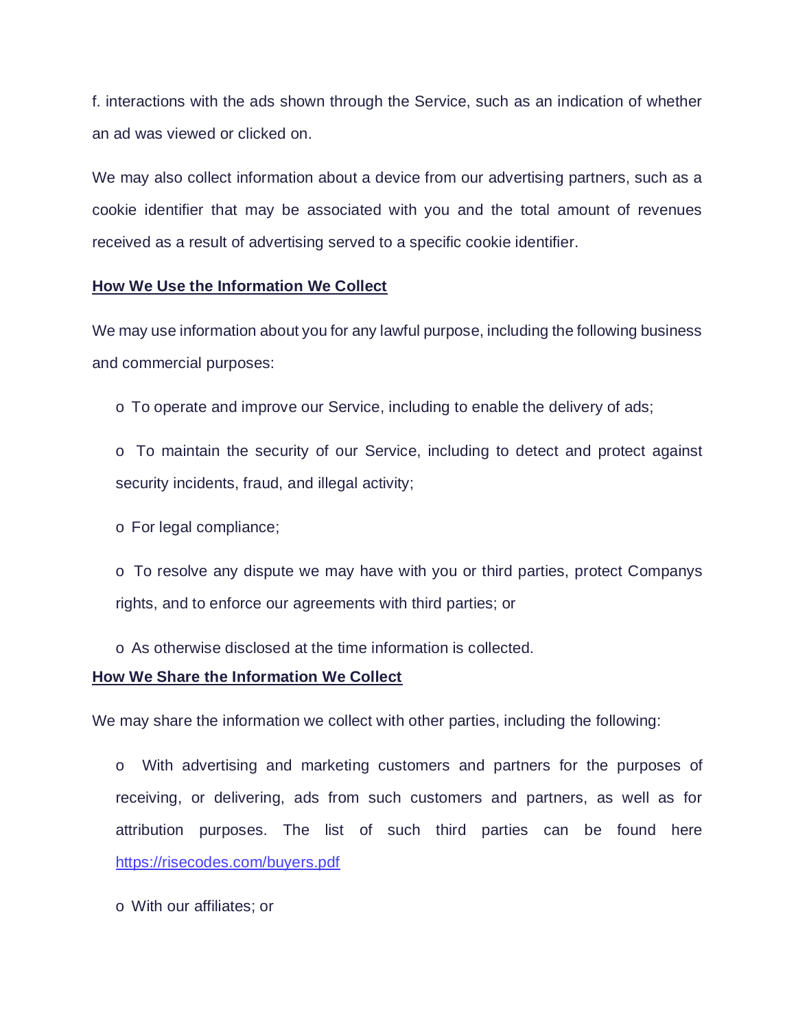f. interactions with the ads shown through the Service, such as an indication of whether an ad was viewed or clicked on.

We may also collect information about a device from our advertising partners, such as a cookie identifier that may be associated with you and the total amount of revenues received as a result of advertising served to a specific cookie identifier.

**How We Use the Information We Collect**

We may use information about you for any lawful purpose, including the following business and commercial purposes:

- To operate and improve our Service, including to enable the delivery of ads;
- To maintain the security of our Service, including to detect and protect against security incidents, fraud, and illegal activity;
- For legal compliance;
- To resolve any dispute we may have with you or third parties, protect Companys rights, and to enforce our agreements with third parties; or
- As otherwise disclosed at the time information is collected.

**How We Share the Information We Collect**

We may share the information we collect with other parties, including the following:

- With advertising and marketing customers and partners for the purposes of receiving, or delivering, ads from such customers and partners, as well as for attribution purposes. The list of such third parties can be found here https://risecodes.com/buyers.pdf
- With our affiliates; or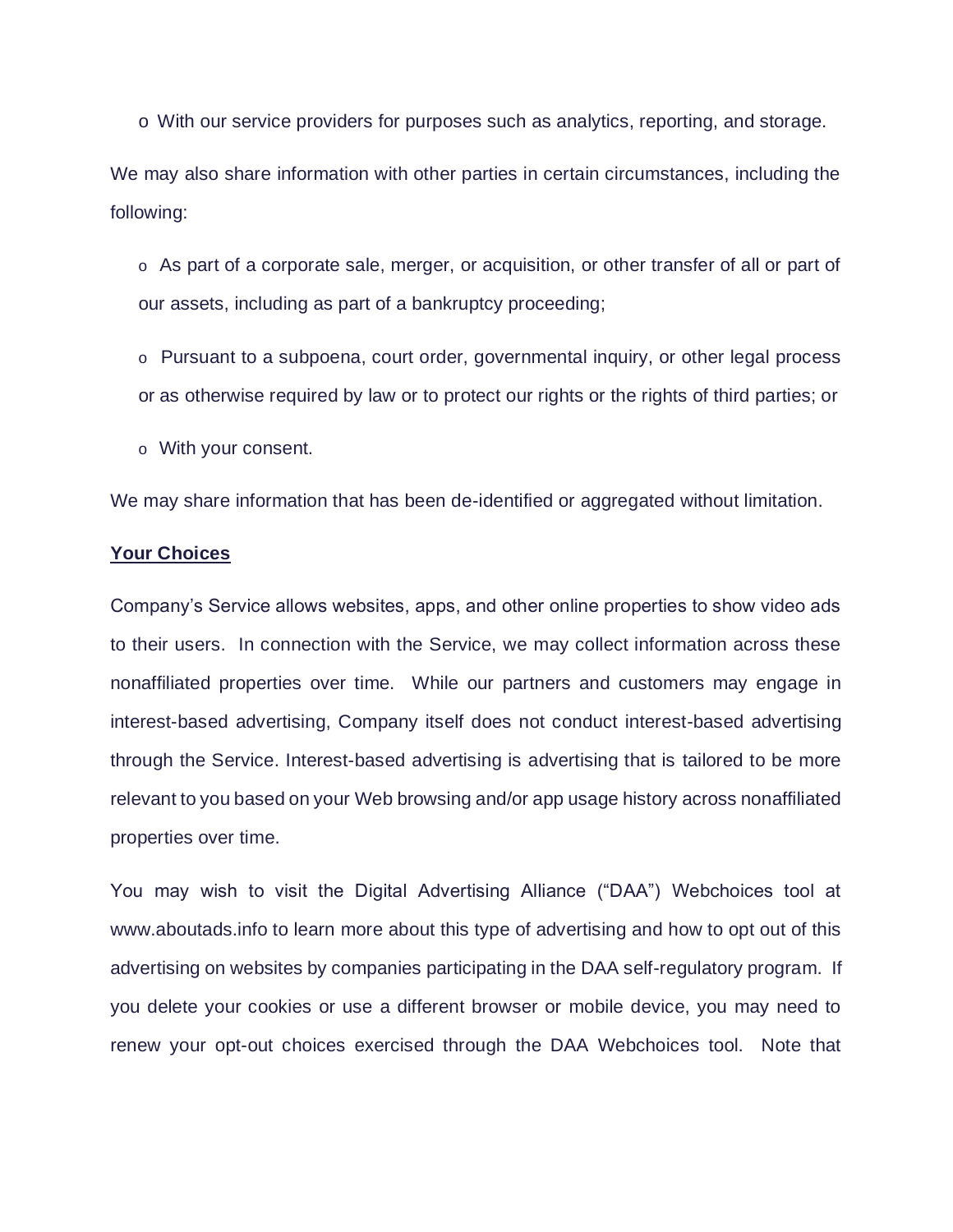- With our service providers for purposes such as analytics, reporting, and storage.

We may also share information with other parties in certain circumstances, including the following:

- As part of a corporate sale, merger, or acquisition, or other transfer of all or part of our assets, including as part of a bankruptcy proceeding;
- Pursuant to a subpoena, court order, governmental inquiry, or other legal process or as otherwise required by law or to protect our rights or the rights of third parties; or
- With your consent.

We may share information that has been de-identified or aggregated without limitation.

**Your Choices**

Company's Service allows websites, apps, and other online properties to show video ads to their users. In connection with the Service, we may collect information across these nonaffiliated properties over time. While our partners and customers may engage in interest-based advertising, Company itself does not conduct interest-based advertising through the Service. Interest-based advertising is advertising that is tailored to be more relevant to you based on your Web browsing and/or app usage history across nonaffiliated properties over time.

You may wish to visit the Digital Advertising Alliance ("DAA") Webchoices tool at www.aboutads.info to learn more about this type of advertising and how to opt out of this advertising on websites by companies participating in the DAA self-regulatory program. If you delete your cookies or use a different browser or mobile device, you may need to renew your opt-out choices exercised through the DAA Webchoices tool. Note that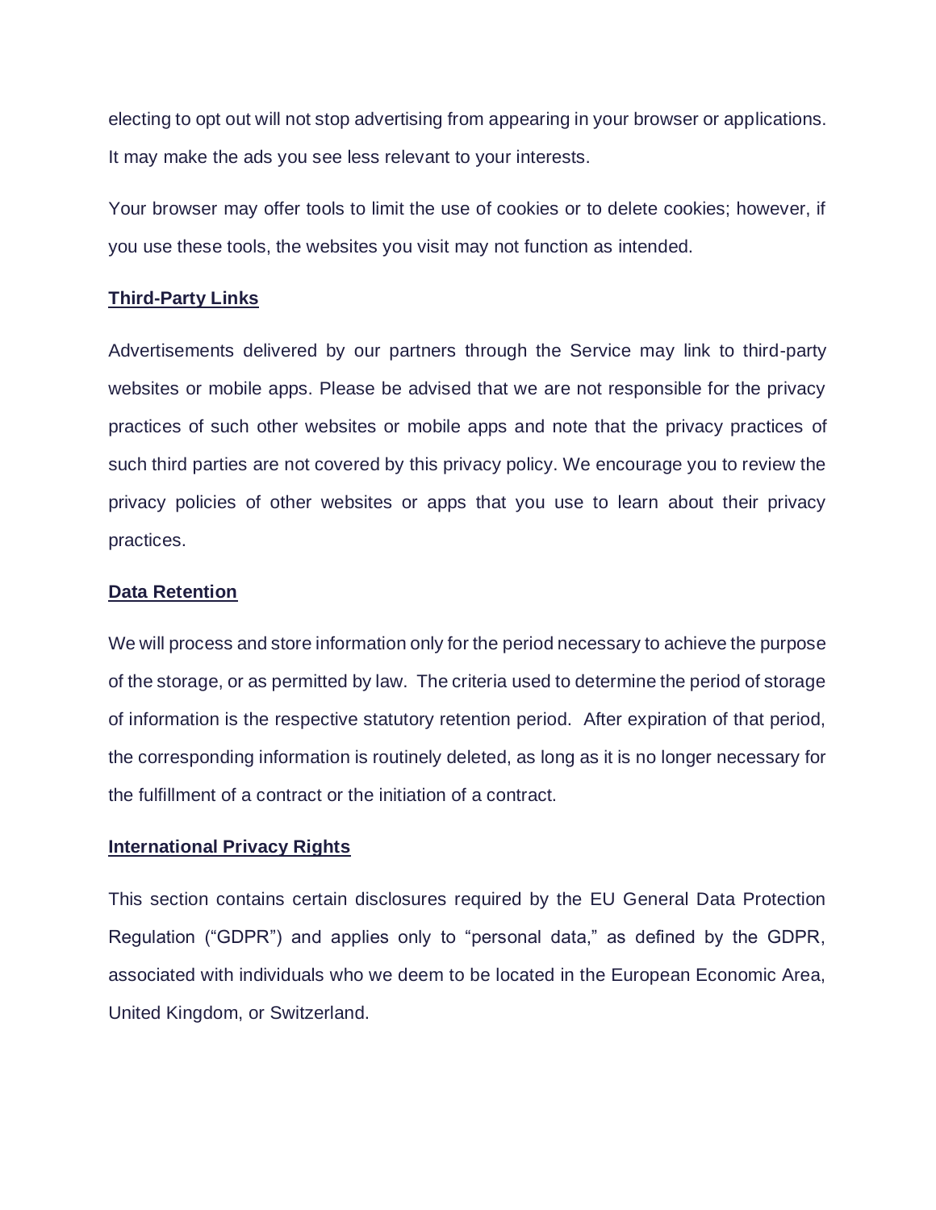electing to opt out will not stop advertising from appearing in your browser or applications. It may make the ads you see less relevant to your interests.

Your browser may offer tools to limit the use of cookies or to delete cookies; however, if you use these tools, the websites you visit may not function as intended.

**Third-Party Links**

Advertisements delivered by our partners through the Service may link to third-party websites or mobile apps. Please be advised that we are not responsible for the privacy practices of such other websites or mobile apps and note that the privacy practices of such third parties are not covered by this privacy policy. We encourage you to review the privacy policies of other websites or apps that you use to learn about their privacy practices.

**Data Retention**

We will process and store information only for the period necessary to achieve the purpose of the storage, or as permitted by law. The criteria used to determine the period of storage of information is the respective statutory retention period. After expiration of that period, the corresponding information is routinely deleted, as long as it is no longer necessary for the fulfillment of a contract or the initiation of a contract.

**International Privacy Rights**

This section contains certain disclosures required by the EU General Data Protection Regulation ("GDPR") and applies only to "personal data," as defined by the GDPR, associated with individuals who we deem to be located in the European Economic Area, United Kingdom, or Switzerland.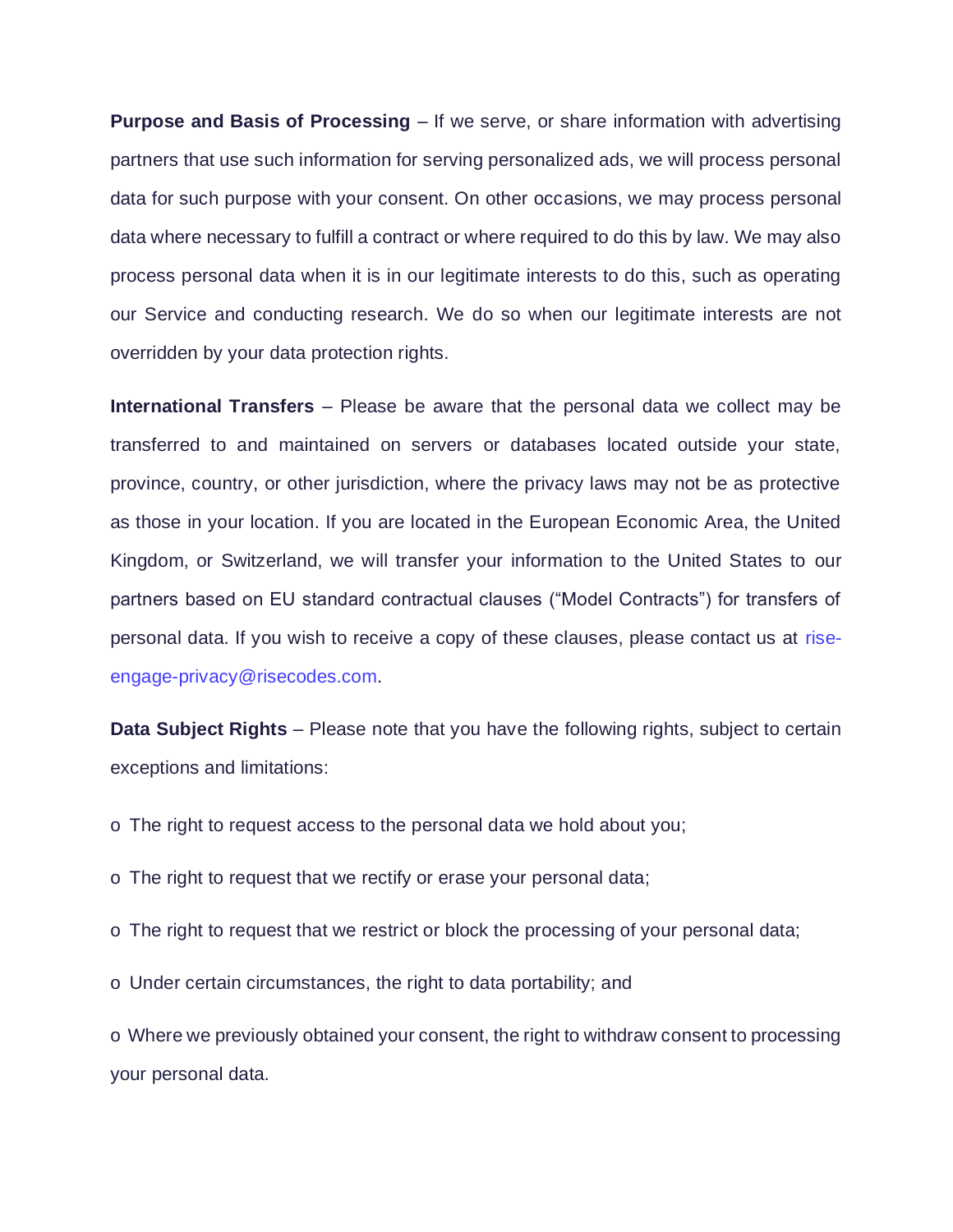**Purpose and Basis of Processing** – If we serve, or share information with advertising partners that use such information for serving personalized ads, we will process personal data for such purpose with your consent. On other occasions, we may process personal data where necessary to fulfill a contract or where required to do this by law. We may also process personal data when it is in our legitimate interests to do this, such as operating our Service and conducting research. We do so when our legitimate interests are not overridden by your data protection rights.

**International Transfers** – Please be aware that the personal data we collect may be transferred to and maintained on servers or databases located outside your state, province, country, or other jurisdiction, where the privacy laws may not be as protective as those in your location. If you are located in the European Economic Area, the United Kingdom, or Switzerland, we will transfer your information to the United States to our partners based on EU standard contractual clauses ("Model Contracts") for transfers of personal data. If you wish to receive a copy of these clauses, please contact us at rise-engage-privacy@risecodes.com.

**Data Subject Rights** – Please note that you have the following rights, subject to certain exceptions and limitations:

- The right to request access to the personal data we hold about you;
- The right to request that we rectify or erase your personal data;
- The right to request that we restrict or block the processing of your personal data;
- Under certain circumstances, the right to data portability; and
- Where we previously obtained your consent, the right to withdraw consent to processing your personal data.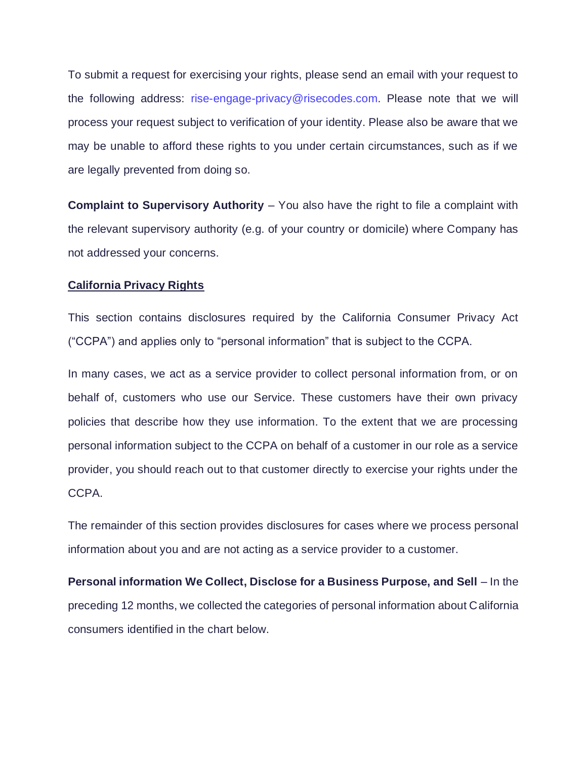To submit a request for exercising your rights, please send an email with your request to the following address: rise-engage-privacy@risecodes.com. Please note that we will process your request subject to verification of your identity. Please also be aware that we may be unable to afford these rights to you under certain circumstances, such as if we are legally prevented from doing so.

**Complaint to Supervisory Authority** – You also have the right to file a complaint with the relevant supervisory authority (e.g. of your country or domicile) where Company has not addressed your concerns.

## California Privacy Rights

This section contains disclosures required by the California Consumer Privacy Act ("CCPA") and applies only to "personal information" that is subject to the CCPA.

In many cases, we act as a service provider to collect personal information from, or on behalf of, customers who use our Service. These customers have their own privacy policies that describe how they use information. To the extent that we are processing personal information subject to the CCPA on behalf of a customer in our role as a service provider, you should reach out to that customer directly to exercise your rights under the CCPA.

The remainder of this section provides disclosures for cases where we process personal information about you and are not acting as a service provider to a customer.

**Personal information We Collect, Disclose for a Business Purpose, and Sell** – In the preceding 12 months, we collected the categories of personal information about California consumers identified in the chart below.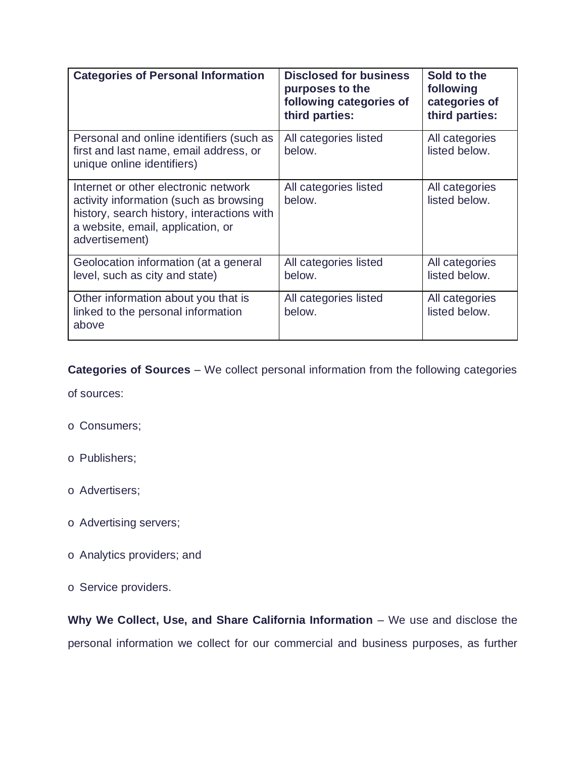| Categories of Personal Information | Disclosed for business purposes to the following categories of third parties: | Sold to the following categories of third parties: |
|---|---|---|
| Personal and online identifiers (such as first and last name, email address, or unique online identifiers) | All categories listed below. | All categories listed below. |
| Internet or other electronic network activity information (such as browsing history, search history, interactions with a website, email, application, or advertisement) | All categories listed below. | All categories listed below. |
| Geolocation information (at a general level, such as city and state) | All categories listed below. | All categories listed below. |
| Other information about you that is linked to the personal information above | All categories listed below. | All categories listed below. |

**Categories of Sources** – We collect personal information from the following categories of sources:

- Consumers;
- Publishers;
- Advertisers;
- Advertising servers;
- Analytics providers; and
- Service providers.

**Why We Collect, Use, and Share California Information** – We use and disclose the personal information we collect for our commercial and business purposes, as further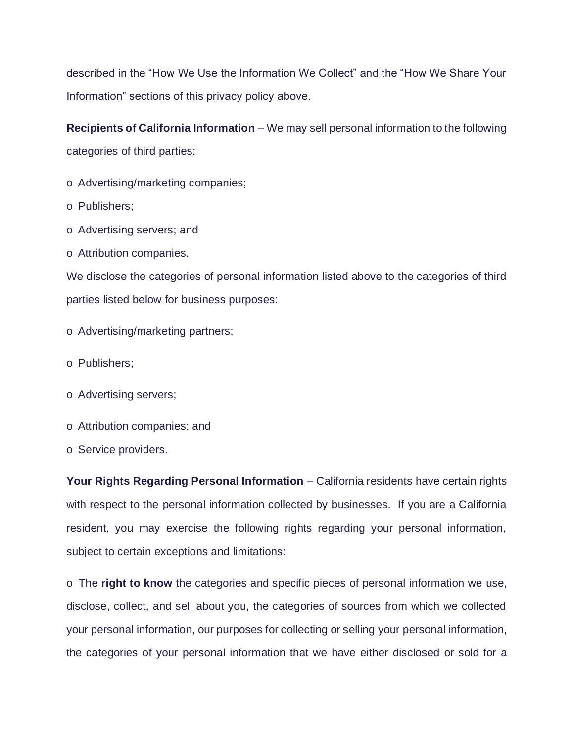described in the “How We Use the Information We Collect” and the “How We Share Your Information” sections of this privacy policy above.

**Recipients of California Information** – We may sell personal information to the following categories of third parties:

- Advertising/marketing companies;
- Publishers;
- Advertising servers; and
- Attribution companies.

We disclose the categories of personal information listed above to the categories of third parties listed below for business purposes:

- Advertising/marketing partners;
- Publishers;
- Advertising servers;
- Attribution companies; and
- Service providers.

**Your Rights Regarding Personal Information** – California residents have certain rights with respect to the personal information collected by businesses. If you are a California resident, you may exercise the following rights regarding your personal information, subject to certain exceptions and limitations:

- The **right to know** the categories and specific pieces of personal information we use, disclose, collect, and sell about you, the categories of sources from which we collected your personal information, our purposes for collecting or selling your personal information, the categories of your personal information that we have either disclosed or sold for a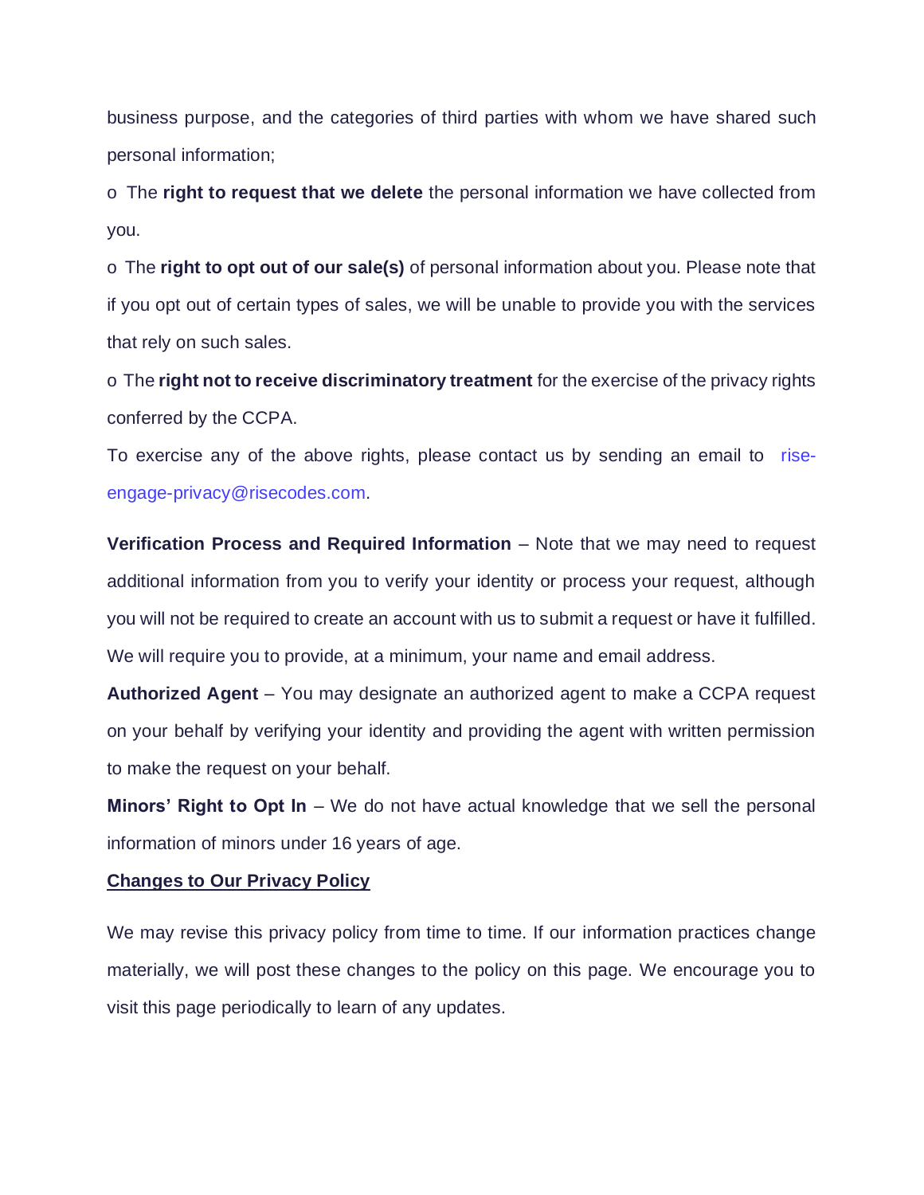business purpose, and the categories of third parties with whom we have shared such personal information;

o The **right to request that we delete** the personal information we have collected from you.

o The **right to opt out of our sale(s)** of personal information about you. Please note that if you opt out of certain types of sales, we will be unable to provide you with the services that rely on such sales.

o The **right not to receive discriminatory treatment** for the exercise of the privacy rights conferred by the CCPA.

To exercise any of the above rights, please contact us by sending an email to rise-engage-privacy@risecodes.com.

**Verification Process and Required Information** – Note that we may need to request additional information from you to verify your identity or process your request, although you will not be required to create an account with us to submit a request or have it fulfilled. We will require you to provide, at a minimum, your name and email address.

**Authorized Agent** – You may designate an authorized agent to make a CCPA request on your behalf by verifying your identity and providing the agent with written permission to make the request on your behalf.

**Minors' Right to Opt In** – We do not have actual knowledge that we sell the personal information of minors under 16 years of age.

## Changes to Our Privacy Policy

We may revise this privacy policy from time to time. If our information practices change materially, we will post these changes to the policy on this page. We encourage you to visit this page periodically to learn of any updates.